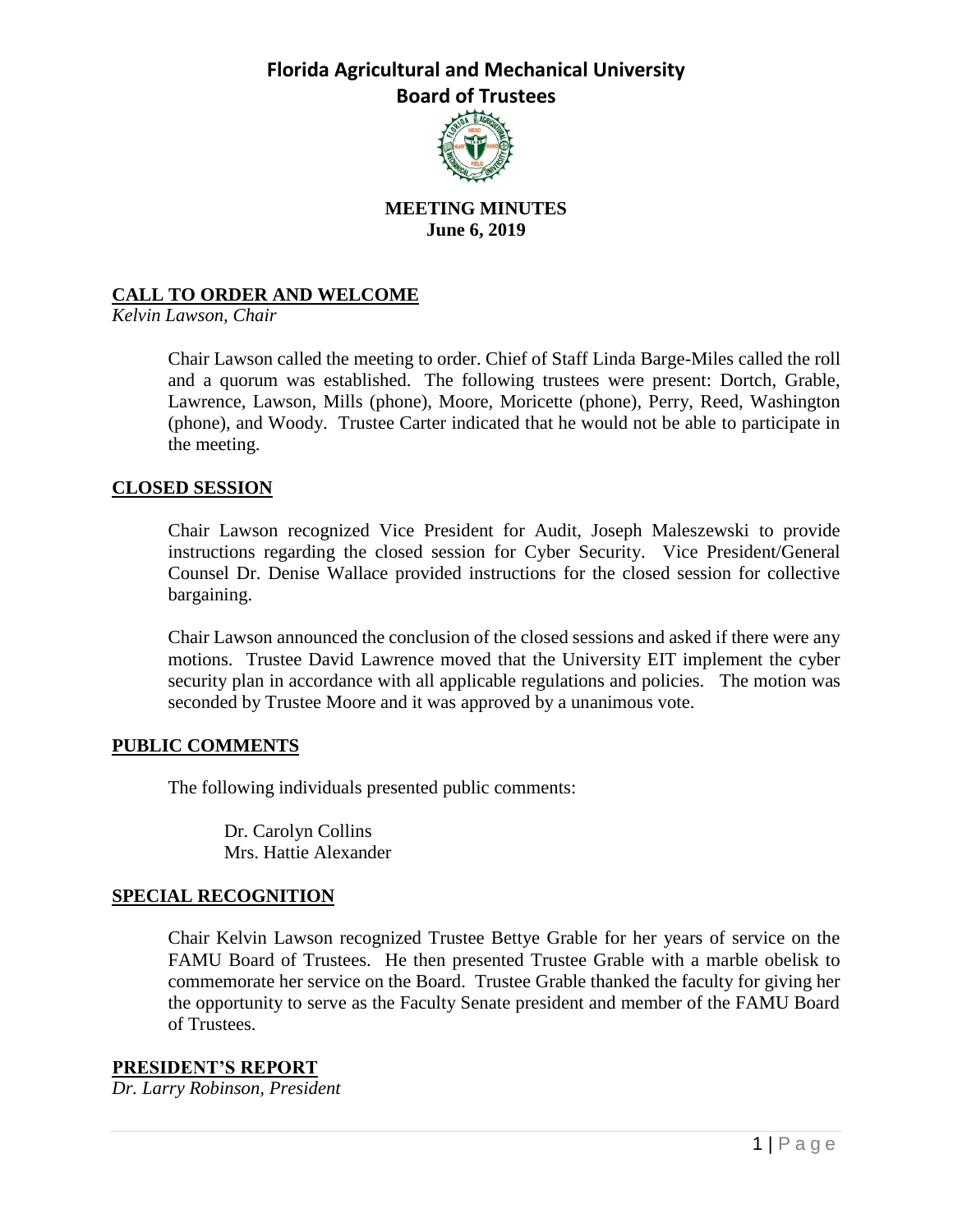# Florida Agricultural and Mechanical University

## Board of Trustees

**MEETING MINUTES**
**June 6, 2019**

## CALL TO ORDER AND WELCOME

*Kelvin Lawson, Chair*

Chair Lawson called the meeting to order. Chief of Staff Linda Barge-Miles called the roll and a quorum was established. The following trustees were present: Dortch, Grable, Lawrence, Lawson, Mills (phone), Moore, Moricette (phone), Perry, Reed, Washington (phone), and Woody. Trustee Carter indicated that he would not be able to participate in the meeting.

## CLOSED SESSION

Chair Lawson recognized Vice President for Audit, Joseph Maleszewski to provide instructions regarding the closed session for Cyber Security. Vice President/General Counsel Dr. Denise Wallace provided instructions for the closed session for collective bargaining.

Chair Lawson announced the conclusion of the closed sessions and asked if there were any motions. Trustee David Lawrence moved that the University EIT implement the cyber security plan in accordance with all applicable regulations and policies. The motion was seconded by Trustee Moore and it was approved by a unanimous vote.

## PUBLIC COMMENTS

The following individuals presented public comments:

Dr. Carolyn Collins
Mrs. Hattie Alexander

## SPECIAL RECOGNITION

Chair Kelvin Lawson recognized Trustee Bettye Grable for her years of service on the FAMU Board of Trustees. He then presented Trustee Grable with a marble obelisk to commemorate her service on the Board. Trustee Grable thanked the faculty for giving her the opportunity to serve as the Faculty Senate president and member of the FAMU Board of Trustees.

## PRESIDENT'S REPORT

*Dr. Larry Robinson, President*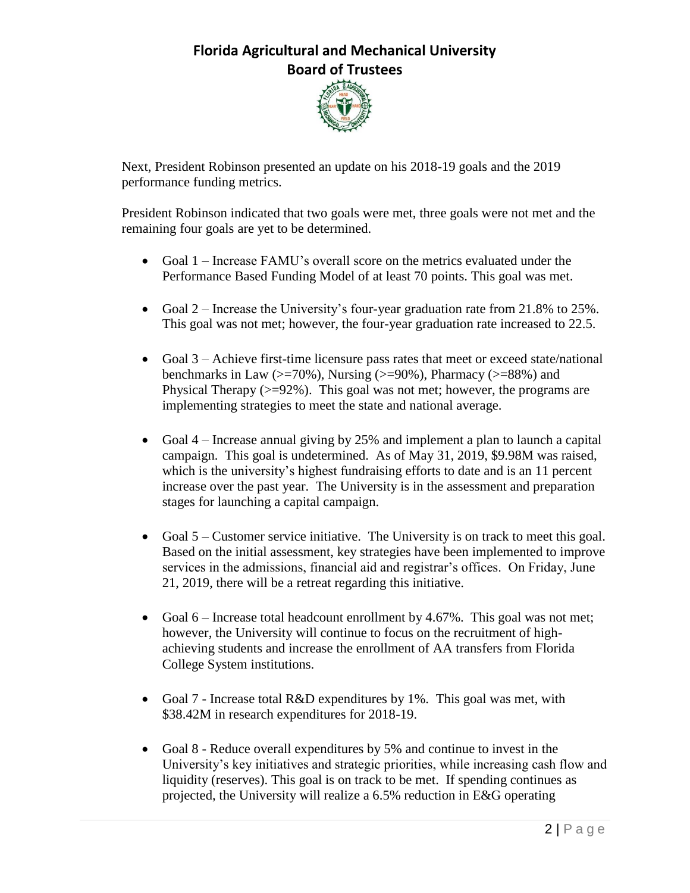Next, President Robinson presented an update on his 2018-19 goals and the 2019 performance funding metrics.

President Robinson indicated that two goals were met, three goals were not met and the remaining four goals are yet to be determined.

- Goal 1 – Increase FAMU's overall score on the metrics evaluated under the Performance Based Funding Model of at least 70 points. This goal was met.
- Goal 2 – Increase the University's four-year graduation rate from 21.8% to 25%. This goal was not met; however, the four-year graduation rate increased to 22.5.
- Goal 3 – Achieve first-time licensure pass rates that meet or exceed state/national benchmarks in Law (>=70%), Nursing (>=90%), Pharmacy (>=88%) and Physical Therapy (>=92%). This goal was not met; however, the programs are implementing strategies to meet the state and national average.
- Goal 4 – Increase annual giving by 25% and implement a plan to launch a capital campaign. This goal is undetermined. As of May 31, 2019, $9.98M was raised, which is the university's highest fundraising efforts to date and is an 11 percent increase over the past year. The University is in the assessment and preparation stages for launching a capital campaign.
- Goal 5 – Customer service initiative. The University is on track to meet this goal. Based on the initial assessment, key strategies have been implemented to improve services in the admissions, financial aid and registrar's offices. On Friday, June 21, 2019, there will be a retreat regarding this initiative.
- Goal 6 – Increase total headcount enrollment by 4.67%. This goal was not met; however, the University will continue to focus on the recruitment of high-achieving students and increase the enrollment of AA transfers from Florida College System institutions.
- Goal 7 - Increase total R&D expenditures by 1%. This goal was met, with $38.42M in research expenditures for 2018-19.
- Goal 8 - Reduce overall expenditures by 5% and continue to invest in the University's key initiatives and strategic priorities, while increasing cash flow and liquidity (reserves). This goal is on track to be met. If spending continues as projected, the University will realize a 6.5% reduction in E&G operating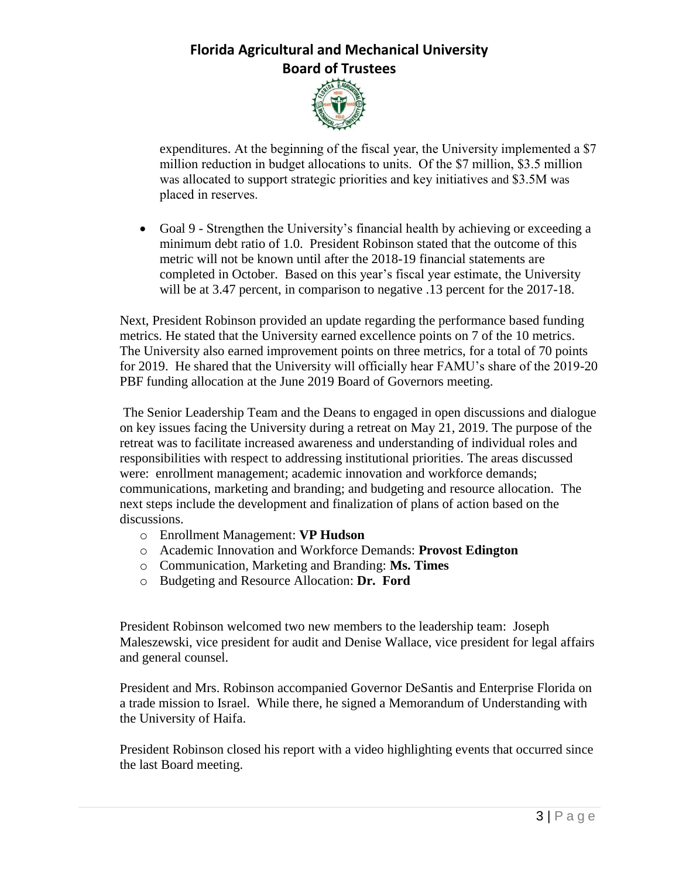expenditures. At the beginning of the fiscal year, the University implemented a $7 million reduction in budget allocations to units. Of the $7 million, $3.5 million was allocated to support strategic priorities and key initiatives and $3.5M was placed in reserves.

- Goal 9 - Strengthen the University's financial health by achieving or exceeding a minimum debt ratio of 1.0. President Robinson stated that the outcome of this metric will not be known until after the 2018-19 financial statements are completed in October. Based on this year's fiscal year estimate, the University will be at 3.47 percent, in comparison to negative .13 percent for the 2017-18.

Next, President Robinson provided an update regarding the performance based funding metrics. He stated that the University earned excellence points on 7 of the 10 metrics. The University also earned improvement points on three metrics, for a total of 70 points for 2019. He shared that the University will officially hear FAMU's share of the 2019-20 PBF funding allocation at the June 2019 Board of Governors meeting.

The Senior Leadership Team and the Deans to engaged in open discussions and dialogue on key issues facing the University during a retreat on May 21, 2019. The purpose of the retreat was to facilitate increased awareness and understanding of individual roles and responsibilities with respect to addressing institutional priorities. The areas discussed were: enrollment management; academic innovation and workforce demands; communications, marketing and branding; and budgeting and resource allocation. The next steps include the development and finalization of plans of action based on the discussions.

- Enrollment Management: **VP Hudson**
- Academic Innovation and Workforce Demands: **Provost Edington**
- Communication, Marketing and Branding: **Ms. Times**
- Budgeting and Resource Allocation: **Dr. Ford**

President Robinson welcomed two new members to the leadership team: Joseph Maleszewski, vice president for audit and Denise Wallace, vice president for legal affairs and general counsel.

President and Mrs. Robinson accompanied Governor DeSantis and Enterprise Florida on a trade mission to Israel. While there, he signed a Memorandum of Understanding with the University of Haifa.

President Robinson closed his report with a video highlighting events that occurred since the last Board meeting.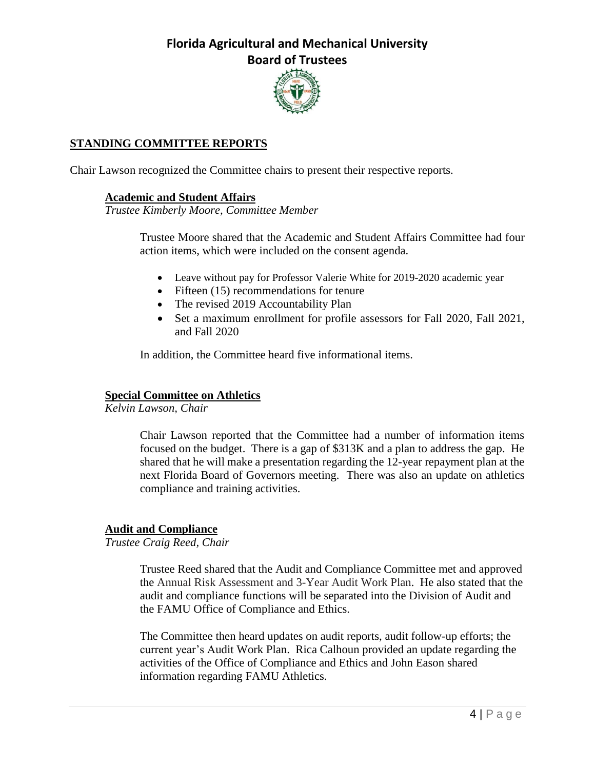# Florida Agricultural and Mechanical University

## Board of Trustees

### STANDING COMMITTEE REPORTS

Chair Lawson recognized the Committee chairs to present their respective reports.

#### Academic and Student Affairs

*Trustee Kimberly Moore, Committee Member*

Trustee Moore shared that the Academic and Student Affairs Committee had four action items, which were included on the consent agenda.

- Leave without pay for Professor Valerie White for 2019-2020 academic year
- Fifteen (15) recommendations for tenure
- The revised 2019 Accountability Plan
- Set a maximum enrollment for profile assessors for Fall 2020, Fall 2021, and Fall 2020

In addition, the Committee heard five informational items.

#### Special Committee on Athletics

*Kelvin Lawson, Chair*

Chair Lawson reported that the Committee had a number of information items focused on the budget. There is a gap of $313K and a plan to address the gap. He shared that he will make a presentation regarding the 12-year repayment plan at the next Florida Board of Governors meeting. There was also an update on athletics compliance and training activities.

#### Audit and Compliance

*Trustee Craig Reed, Chair*

Trustee Reed shared that the Audit and Compliance Committee met and approved the Annual Risk Assessment and 3-Year Audit Work Plan. He also stated that the audit and compliance functions will be separated into the Division of Audit and the FAMU Office of Compliance and Ethics.

The Committee then heard updates on audit reports, audit follow-up efforts; the current year's Audit Work Plan. Rica Calhoun provided an update regarding the activities of the Office of Compliance and Ethics and John Eason shared information regarding FAMU Athletics.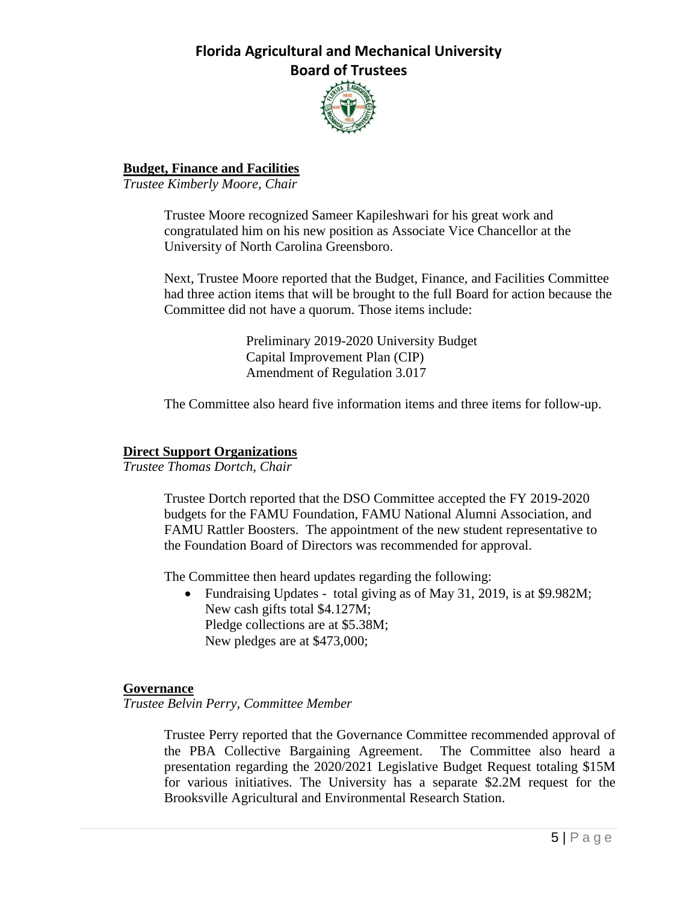**Budget, Finance and Facilities**

*Trustee Kimberly Moore, Chair*

Trustee Moore recognized Sameer Kapileshwari for his great work and congratulated him on his new position as Associate Vice Chancellor at the University of North Carolina Greensboro.

Next, Trustee Moore reported that the Budget, Finance, and Facilities Committee had three action items that will be brought to the full Board for action because the Committee did not have a quorum. Those items include:

Preliminary 2019-2020 University Budget
Capital Improvement Plan (CIP)
Amendment of Regulation 3.017

The Committee also heard five information items and three items for follow-up.

**Direct Support Organizations**

*Trustee Thomas Dortch, Chair*

Trustee Dortch reported that the DSO Committee accepted the FY 2019-2020 budgets for the FAMU Foundation, FAMU National Alumni Association, and FAMU Rattler Boosters. The appointment of the new student representative to the Foundation Board of Directors was recommended for approval.

The Committee then heard updates regarding the following:

- Fundraising Updates - total giving as of May 31, 2019, is at $9.982M;
  New cash gifts total $4.127M;
  Pledge collections are at $5.38M;
  New pledges are at $473,000;

**Governance**

*Trustee Belvin Perry, Committee Member*

Trustee Perry reported that the Governance Committee recommended approval of the PBA Collective Bargaining Agreement. The Committee also heard a presentation regarding the 2020/2021 Legislative Budget Request totaling $15M for various initiatives. The University has a separate $2.2M request for the Brooksville Agricultural and Environmental Research Station.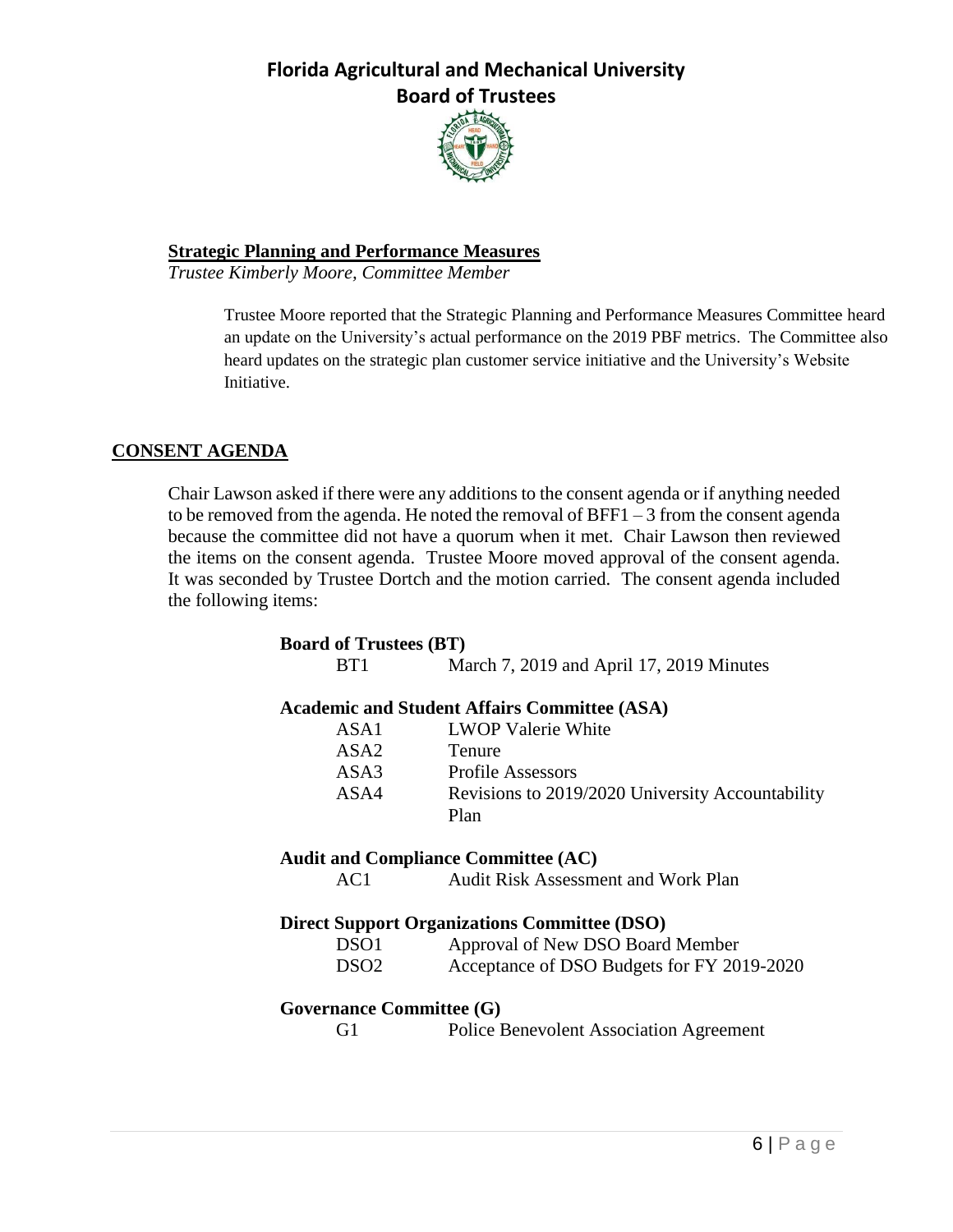**Strategic Planning and Performance Measures**

*Trustee Kimberly Moore, Committee Member*

Trustee Moore reported that the Strategic Planning and Performance Measures Committee heard an update on the University's actual performance on the 2019 PBF metrics. The Committee also heard updates on the strategic plan customer service initiative and the University's Website Initiative.

## CONSENT AGENDA

Chair Lawson asked if there were any additions to the consent agenda or if anything needed to be removed from the agenda. He noted the removal of BFF1 – 3 from the consent agenda because the committee did not have a quorum when it met. Chair Lawson then reviewed the items on the consent agenda. Trustee Moore moved approval of the consent agenda. It was seconded by Trustee Dortch and the motion carried. The consent agenda included the following items:

**Board of Trustees (BT)**

| | |
|---|---|
| BT1 | March 7, 2019 and April 17, 2019 Minutes |

**Academic and Student Affairs Committee (ASA)**

| | |
|---|---|
| ASA1 | LWOP Valerie White |
| ASA2 | Tenure |
| ASA3 | Profile Assessors |
| ASA4 | Revisions to 2019/2020 University Accountability Plan |

**Audit and Compliance Committee (AC)**

| | |
|---|---|
| AC1 | Audit Risk Assessment and Work Plan |

**Direct Support Organizations Committee (DSO)**

| | |
|---|---|
| DSO1 | Approval of New DSO Board Member |
| DSO2 | Acceptance of DSO Budgets for FY 2019-2020 |

**Governance Committee (G)**

| | |
|---|---|
| G1 | Police Benevolent Association Agreement |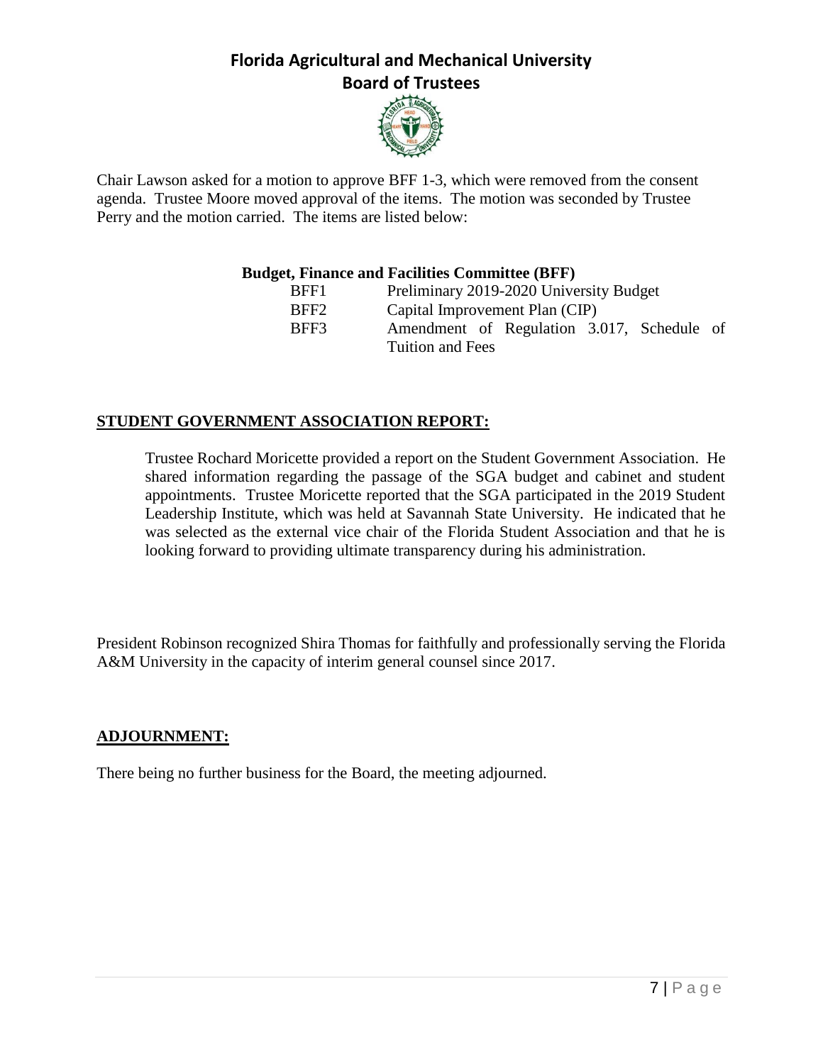Chair Lawson asked for a motion to approve BFF 1-3, which were removed from the consent agenda. Trustee Moore moved approval of the items. The motion was seconded by Trustee Perry and the motion carried. The items are listed below:

**Budget, Finance and Facilities Committee (BFF)**

| | |
|---|---|
| BFF1 | Preliminary 2019-2020 University Budget |
| BFF2 | Capital Improvement Plan (CIP) |
| BFF3 | Amendment of Regulation 3.017, Schedule of Tuition and Fees |

## STUDENT GOVERNMENT ASSOCIATION REPORT:

Trustee Rochard Moricette provided a report on the Student Government Association. He shared information regarding the passage of the SGA budget and cabinet and student appointments. Trustee Moricette reported that the SGA participated in the 2019 Student Leadership Institute, which was held at Savannah State University. He indicated that he was selected as the external vice chair of the Florida Student Association and that he is looking forward to providing ultimate transparency during his administration.

President Robinson recognized Shira Thomas for faithfully and professionally serving the Florida A&M University in the capacity of interim general counsel since 2017.

## ADJOURNMENT:

There being no further business for the Board, the meeting adjourned.